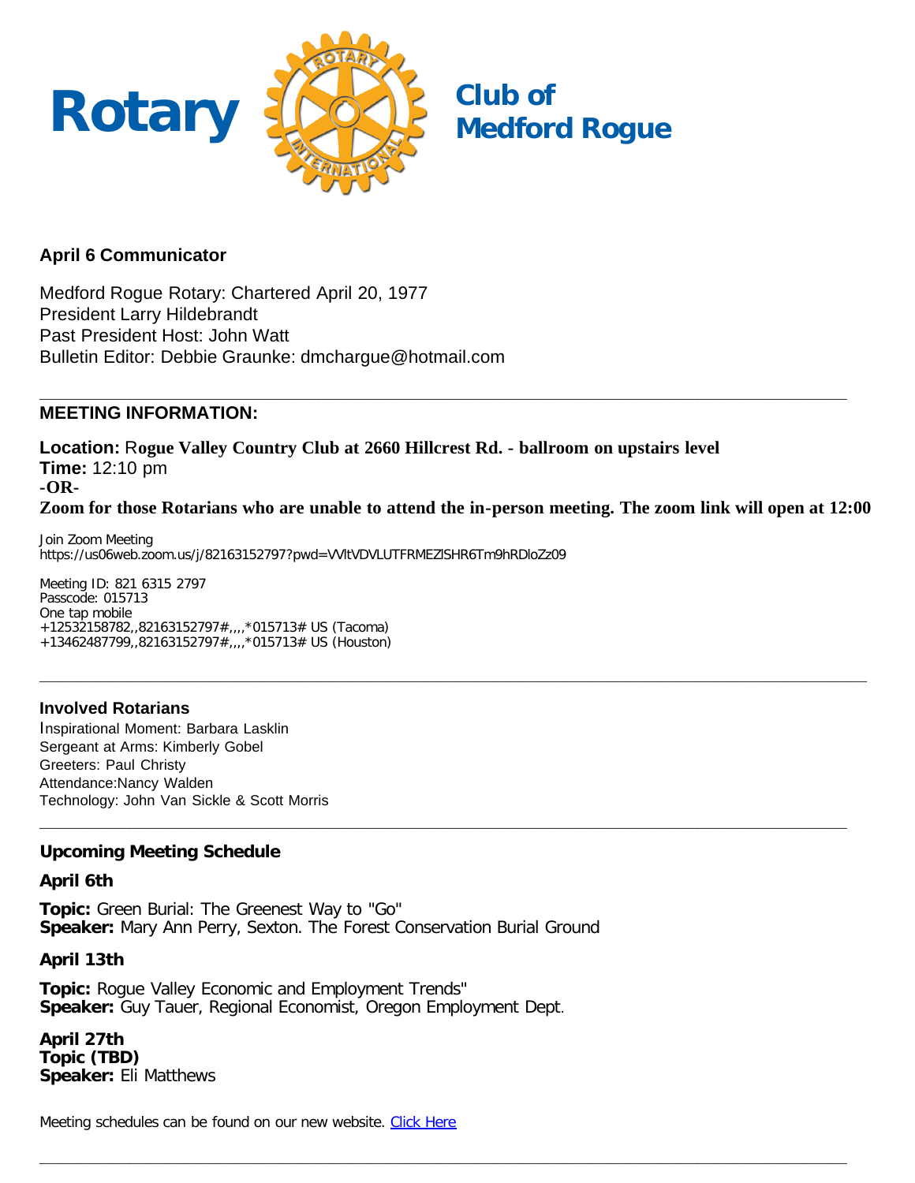# Rotary Club of Medford Rogue

### April 6 Communicator

Medford Rogue Rotary: Chartered April 20, 1977
President Larry Hildebrandt
Past President Host: John Watt
Bulletin Editor: Debbie Graunke: dmchargue@hotmail.com

---

### MEETING INFORMATION:

**Location: Rogue Valley Country Club at 2660 Hillcrest Rd. - ballroom on upstairs level**
**Time:** 12:10 pm
**-OR-**
**Zoom for those Rotarians who are unable to attend the in-person meeting. The zoom link will open at 12:00**

Join Zoom Meeting
https://us06web.zoom.us/j/82163152797?pwd=VVltVDVLUTFRMEZlSHR6Tm9hRDloZz09

Meeting ID: 821 6315 2797
Passcode: 015713
One tap mobile
+12532158782,,82163152797#,,,,*015713# US (Tacoma)
+13462487799,,82163152797#,,,,*015713# US (Houston)

---

### Involved Rotarians

Inspirational Moment: Barbara Lasklin
Sergeant at Arms: Kimberly Gobel
Greeters: Paul Christy
Attendance:Nancy Walden
Technology: John Van Sickle & Scott Morris

---

### Upcoming Meeting Schedule

**April 6th**

**Topic:** Green Burial: The Greenest Way to "Go"
**Speaker:** Mary Ann Perry, Sexton. The Forest Conservation Burial Ground

**April 13th**

**Topic:** Rogue Valley Economic and Employment Trends"
**Speaker:** Guy Tauer, Regional Economist, Oregon Employment Dept.

**April 27th**
**Topic (TBD)**
**Speaker:** Eli Matthews

Meeting schedules can be found on our new website. Click Here

---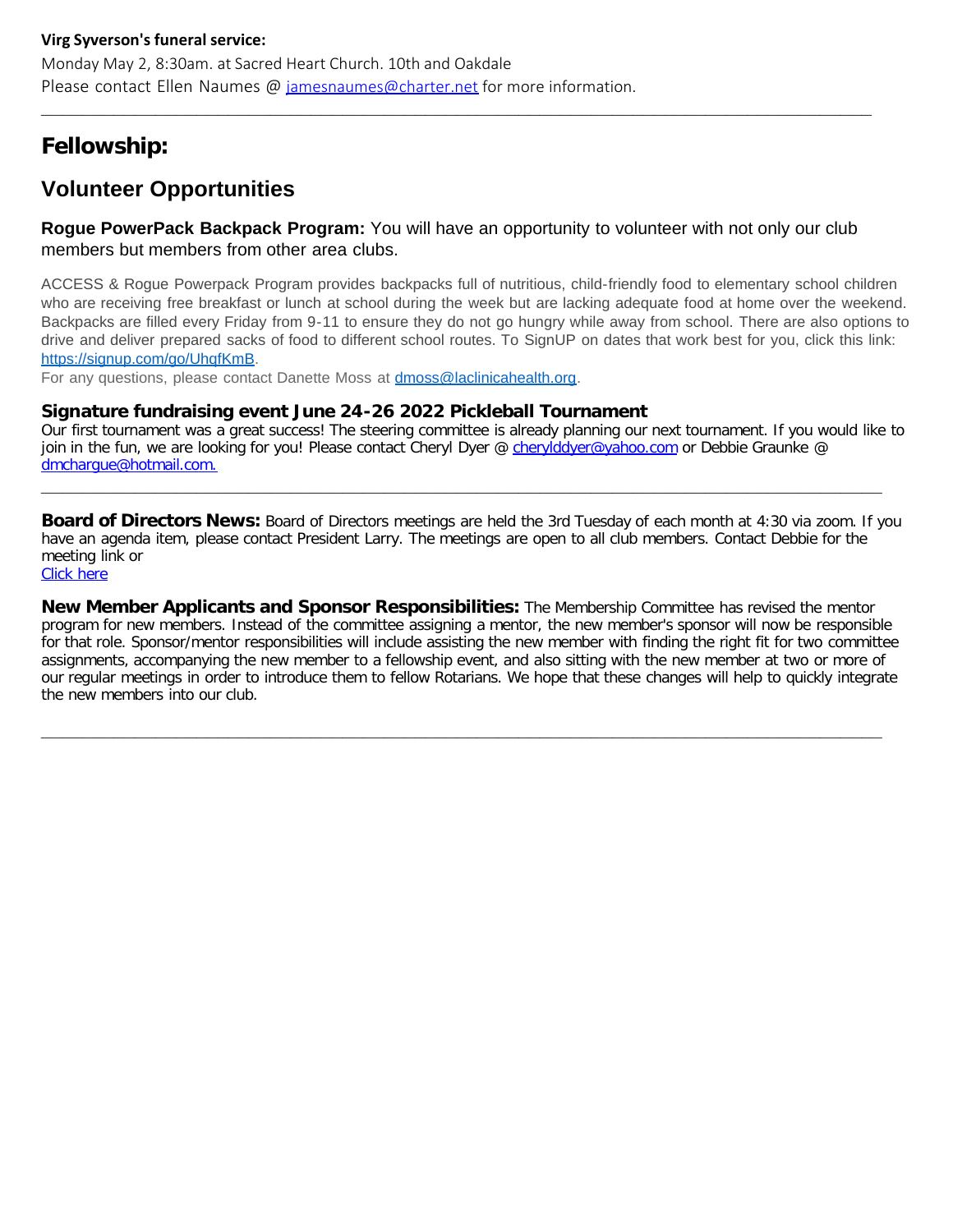**Virg Syverson's funeral service:**

Monday May 2, 8:30am. at Sacred Heart Church. 10th and Oakdale

Please contact Ellen Naumes @ jamesnaumes@charter.net for more information.

---

# Fellowship:

## Volunteer Opportunities

**Rogue PowerPack Backpack Program:** You will have an opportunity to volunteer with not only our club members but members from other area clubs.

ACCESS & Rogue Powerpack Program provides backpacks full of nutritious, child-friendly food to elementary school children who are receiving free breakfast or lunch at school during the week but are lacking adequate food at home over the weekend. Backpacks are filled every Friday from 9-11 to ensure they do not go hungry while away from school. There are also options to drive and deliver prepared sacks of food to different school routes. To SignUP on dates that work best for you, click this link: https://signup.com/go/UhqfKmB.

For any questions, please contact Danette Moss at dmoss@laclinicahealth.org.

### Signature fundraising event June 24-26 2022 Pickleball Tournament

Our first tournament was a great success! The steering committee is already planning our next tournament. If you would like to join in the fun, we are looking for you! Please contact Cheryl Dyer @ cherylddyer@yahoo.com or Debbie Graunke @ dmchargue@hotmail.com.

---

**Board of Directors News:** Board of Directors meetings are held the 3rd Tuesday of each month at 4:30 via zoom. If you have an agenda item, please contact President Larry. The meetings are open to all club members. Contact Debbie for the meeting link or

Click here

**New Member Applicants and Sponsor Responsibilities:** The Membership Committee has revised the mentor program for new members. Instead of the committee assigning a mentor, the new member's sponsor will now be responsible for that role. Sponsor/mentor responsibilities will include assisting the new member with finding the right fit for two committee assignments, accompanying the new member to a fellowship event, and also sitting with the new member at two or more of our regular meetings in order to introduce them to fellow Rotarians. We hope that these changes will help to quickly integrate the new members into our club.

---